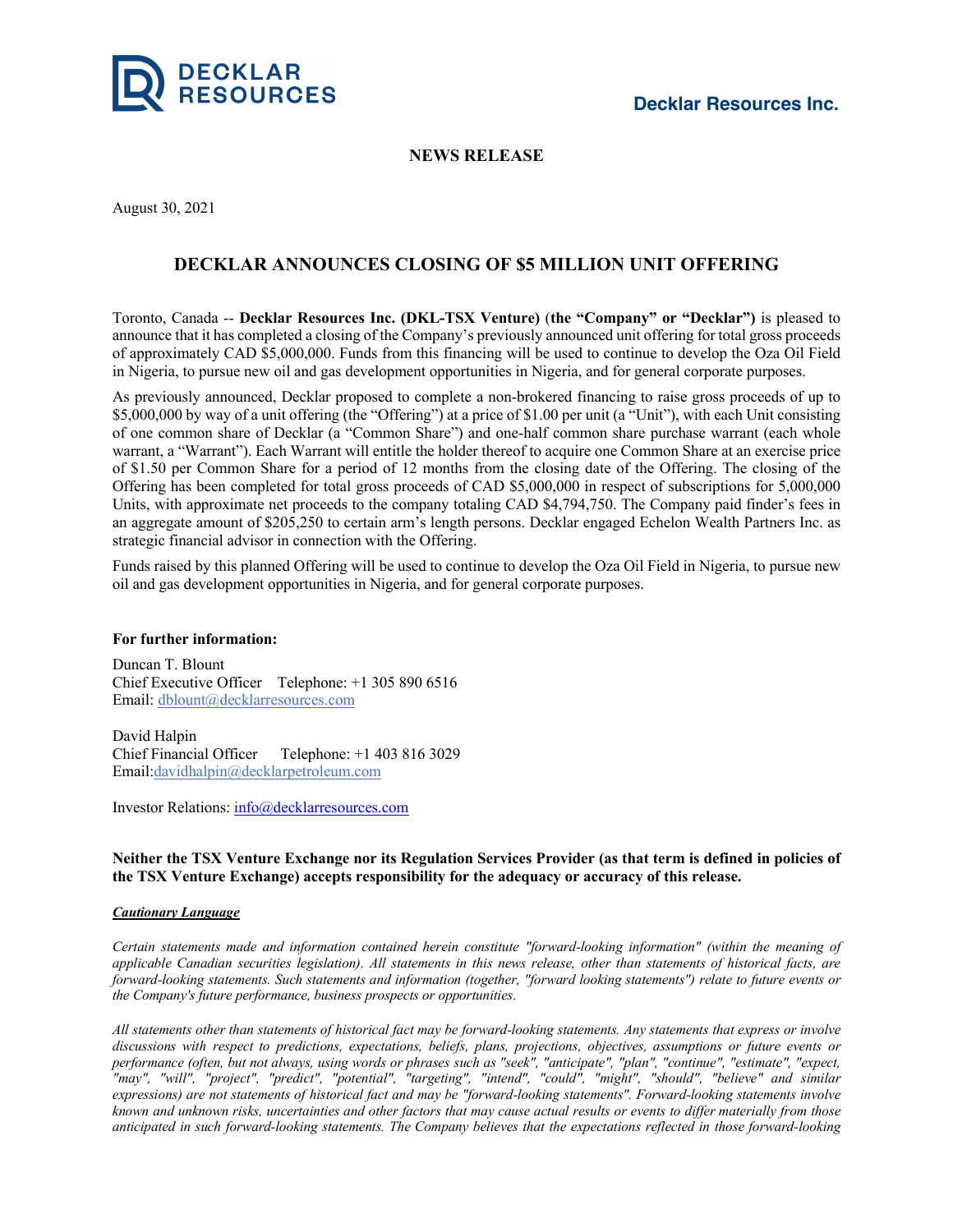**Decklar Resources Inc.**

## NEWS RELEASE

August 30, 2021

# DECKLAR ANNOUNCES CLOSING OF $5 MILLION UNIT OFFERING

Toronto, Canada -- **Decklar Resources Inc. (DKL-TSX Venture)** (**the "Company" or "Decklar")** is pleased to announce that it has completed a closing of the Company's previously announced unit offering for total gross proceeds of approximately CAD $5,000,000. Funds from this financing will be used to continue to develop the Oza Oil Field in Nigeria, to pursue new oil and gas development opportunities in Nigeria, and for general corporate purposes.

As previously announced, Decklar proposed to complete a non-brokered financing to raise gross proceeds of up to $5,000,000 by way of a unit offering (the "Offering") at a price of $1.00 per unit (a "Unit"), with each Unit consisting of one common share of Decklar (a "Common Share") and one-half common share purchase warrant (each whole warrant, a "Warrant"). Each Warrant will entitle the holder thereof to acquire one Common Share at an exercise price of $1.50 per Common Share for a period of 12 months from the closing date of the Offering. The closing of the Offering has been completed for total gross proceeds of CAD $5,000,000 in respect of subscriptions for 5,000,000 Units, with approximate net proceeds to the company totaling CAD $4,794,750. The Company paid finder's fees in an aggregate amount of $205,250 to certain arm's length persons. Decklar engaged Echelon Wealth Partners Inc. as strategic financial advisor in connection with the Offering.

Funds raised by this planned Offering will be used to continue to develop the Oza Oil Field in Nigeria, to pursue new oil and gas development opportunities in Nigeria, and for general corporate purposes.

**For further information:**

Duncan T. Blount
Chief Executive Officer Telephone: +1 305 890 6516
Email: dblount@decklarresources.com

David Halpin
Chief Financial Officer Telephone: +1 403 816 3029
Email:davidhalpin@decklarpetroleum.com

Investor Relations: info@decklarresources.com

**Neither the TSX Venture Exchange nor its Regulation Services Provider (as that term is defined in policies of the TSX Venture Exchange) accepts responsibility for the adequacy or accuracy of this release.**

***Cautionary Language***

*Certain statements made and information contained herein constitute "forward-looking information" (within the meaning of applicable Canadian securities legislation). All statements in this news release, other than statements of historical facts, are forward-looking statements. Such statements and information (together, "forward looking statements") relate to future events or the Company's future performance, business prospects or opportunities.*

*All statements other than statements of historical fact may be forward-looking statements. Any statements that express or involve discussions with respect to predictions, expectations, beliefs, plans, projections, objectives, assumptions or future events or performance (often, but not always, using words or phrases such as "seek", "anticipate", "plan", "continue", "estimate", "expect, "may", "will", "project", "predict", "potential", "targeting", "intend", "could", "might", "should", "believe" and similar expressions) are not statements of historical fact and may be "forward-looking statements". Forward-looking statements involve known and unknown risks, uncertainties and other factors that may cause actual results or events to differ materially from those anticipated in such forward-looking statements. The Company believes that the expectations reflected in those forward-looking*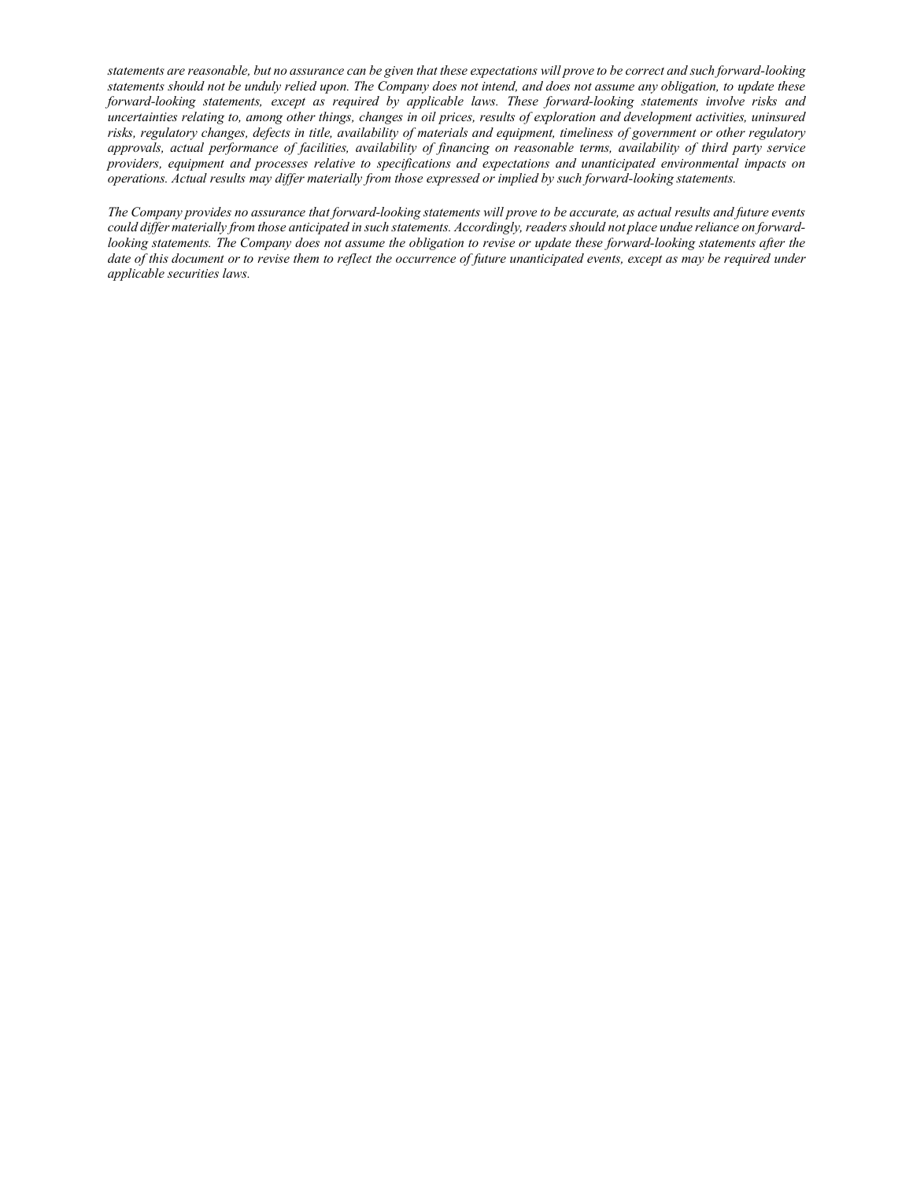*statements are reasonable, but no assurance can be given that these expectations will prove to be correct and such forward-looking statements should not be unduly relied upon. The Company does not intend, and does not assume any obligation, to update these forward-looking statements, except as required by applicable laws. These forward-looking statements involve risks and uncertainties relating to, among other things, changes in oil prices, results of exploration and development activities, uninsured risks, regulatory changes, defects in title, availability of materials and equipment, timeliness of government or other regulatory approvals, actual performance of facilities, availability of financing on reasonable terms, availability of third party service providers, equipment and processes relative to specifications and expectations and unanticipated environmental impacts on operations. Actual results may differ materially from those expressed or implied by such forward-looking statements.*

*The Company provides no assurance that forward-looking statements will prove to be accurate, as actual results and future events could differ materially from those anticipated in such statements. Accordingly, readers should not place undue reliance on forward-looking statements. The Company does not assume the obligation to revise or update these forward-looking statements after the date of this document or to revise them to reflect the occurrence of future unanticipated events, except as may be required under applicable securities laws.*